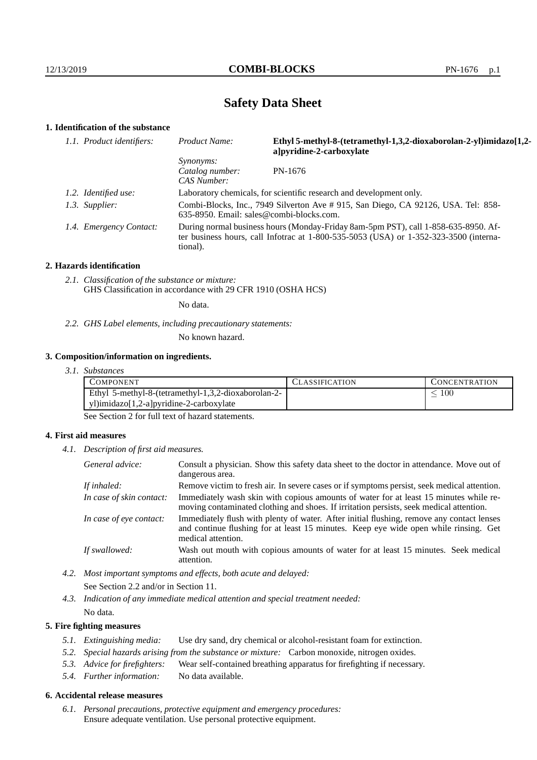# Safety Data Sheet

## 1. Identification of the substance

*1.1. Product identifiers:*
- *Product Name:* **Ethyl 5-methyl-8-(tetramethyl-1,3,2-dioxaborolan-2-yl)imidazo[1,2-a]pyridine-2-carboxylate**
- *Synonyms:*
- *Catalog number:* PN-1676
- *CAS Number:*

*1.2. Identified use:* Laboratory chemicals, for scientific research and development only.

*1.3. Supplier:* Combi-Blocks, Inc., 7949 Silverton Ave # 915, San Diego, CA 92126, USA. Tel: 858-635-8950. Email: sales@combi-blocks.com.

*1.4. Emergency Contact:* During normal business hours (Monday-Friday 8am-5pm PST), call 1-858-635-8950. After business hours, call Infotrac at 1-800-535-5053 (USA) or 1-352-323-3500 (international).

## 2. Hazards identification

*2.1. Classification of the substance or mixture:*
GHS Classification in accordance with 29 CFR 1910 (OSHA HCS)

No data.

*2.2. GHS Label elements, including precautionary statements:*

No known hazard.

## 3. Composition/information on ingredients.

*3.1. Substances*

| COMPONENT | CLASSIFICATION | CONCENTRATION |
|---|---|---|
| Ethyl 5-methyl-8-(tetramethyl-1,3,2-dioxaborolan-2-yl)imidazo[1,2-a]pyridine-2-carboxylate | | $\leq 100$ |

See Section 2 for full text of hazard statements.

## 4. First aid measures

*4.1. Description of first aid measures.*

*General advice:* Consult a physician. Show this safety data sheet to the doctor in attendance. Move out of dangerous area.

*If inhaled:* Remove victim to fresh air. In severe cases or if symptoms persist, seek medical attention.

*In case of skin contact:* Immediately wash skin with copious amounts of water for at least 15 minutes while removing contaminated clothing and shoes. If irritation persists, seek medical attention.

*In case of eye contact:* Immediately flush with plenty of water. After initial flushing, remove any contact lenses and continue flushing for at least 15 minutes. Keep eye wide open while rinsing. Get medical attention.

*If swallowed:* Wash out mouth with copious amounts of water for at least 15 minutes. Seek medical attention.

*4.2. Most important symptoms and effects, both acute and delayed:*

See Section 2.2 and/or in Section 11.

*4.3. Indication of any immediate medical attention and special treatment needed:*

No data.

## 5. Fire fighting measures

*5.1. Extinguishing media:* Use dry sand, dry chemical or alcohol-resistant foam for extinction.

*5.2. Special hazards arising from the substance or mixture:* Carbon monoxide, nitrogen oxides.

*5.3. Advice for firefighters:* Wear self-contained breathing apparatus for firefighting if necessary.

*5.4. Further information:* No data available.

## 6. Accidental release measures

*6.1. Personal precautions, protective equipment and emergency procedures:*
Ensure adequate ventilation. Use personal protective equipment.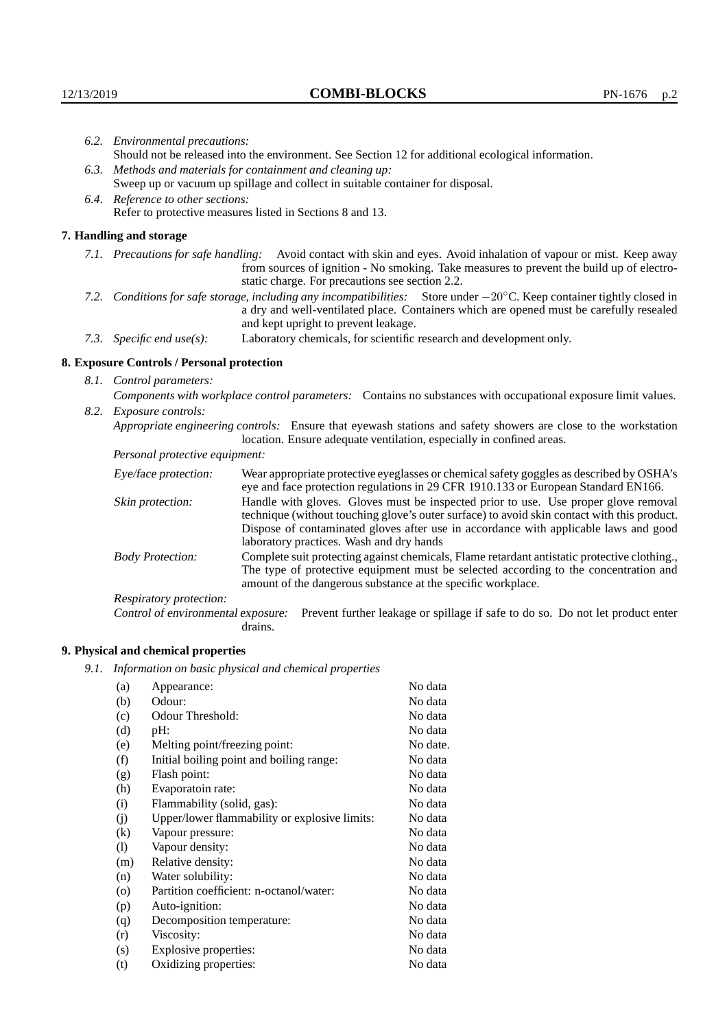*6.2. Environmental precautions:*
Should not be released into the environment. See Section 12 for additional ecological information.

*6.3. Methods and materials for containment and cleaning up:*
Sweep up or vacuum up spillage and collect in suitable container for disposal.

*6.4. Reference to other sections:*
Refer to protective measures listed in Sections 8 and 13.

## 7. Handling and storage

*7.1. Precautions for safe handling:* Avoid contact with skin and eyes. Avoid inhalation of vapour or mist. Keep away from sources of ignition - No smoking. Take measures to prevent the build up of electrostatic charge. For precautions see section 2.2.

*7.2. Conditions for safe storage, including any incompatibilities:* Store under $-20^{\circ}$C. Keep container tightly closed in a dry and well-ventilated place. Containers which are opened must be carefully resealed and kept upright to prevent leakage.

*7.3. Specific end use(s):* Laboratory chemicals, for scientific research and development only.

## 8. Exposure Controls / Personal protection

*8.1. Control parameters:*
*Components with workplace control parameters:* Contains no substances with occupational exposure limit values.

*8.2. Exposure controls:*
*Appropriate engineering controls:* Ensure that eyewash stations and safety showers are close to the workstation location. Ensure adequate ventilation, especially in confined areas.

*Personal protective equipment:*

*Eye/face protection:* Wear appropriate protective eyeglasses or chemical safety goggles as described by OSHA's eye and face protection regulations in 29 CFR 1910.133 or European Standard EN166.

*Skin protection:* Handle with gloves. Gloves must be inspected prior to use. Use proper glove removal technique (without touching glove's outer surface) to avoid skin contact with this product. Dispose of contaminated gloves after use in accordance with applicable laws and good laboratory practices. Wash and dry hands

*Body Protection:* Complete suit protecting against chemicals, Flame retardant antistatic protective clothing., The type of protective equipment must be selected according to the concentration and amount of the dangerous substance at the specific workplace.

*Respiratory protection:*

*Control of environmental exposure:* Prevent further leakage or spillage if safe to do so. Do not let product enter drains.

## 9. Physical and chemical properties

*9.1. Information on basic physical and chemical properties*

| | | |
|---|---|---|
| (a) | Appearance: | No data |
| (b) | Odour: | No data |
| (c) | Odour Threshold: | No data |
| (d) | pH: | No data |
| (e) | Melting point/freezing point: | No date. |
| (f) | Initial boiling point and boiling range: | No data |
| (g) | Flash point: | No data |
| (h) | Evaporatoin rate: | No data |
| (i) | Flammability (solid, gas): | No data |
| (j) | Upper/lower flammability or explosive limits: | No data |
| (k) | Vapour pressure: | No data |
| (l) | Vapour density: | No data |
| (m) | Relative density: | No data |
| (n) | Water solubility: | No data |
| (o) | Partition coefficient: n-octanol/water: | No data |
| (p) | Auto-ignition: | No data |
| (q) | Decomposition temperature: | No data |
| (r) | Viscosity: | No data |
| (s) | Explosive properties: | No data |
| (t) | Oxidizing properties: | No data |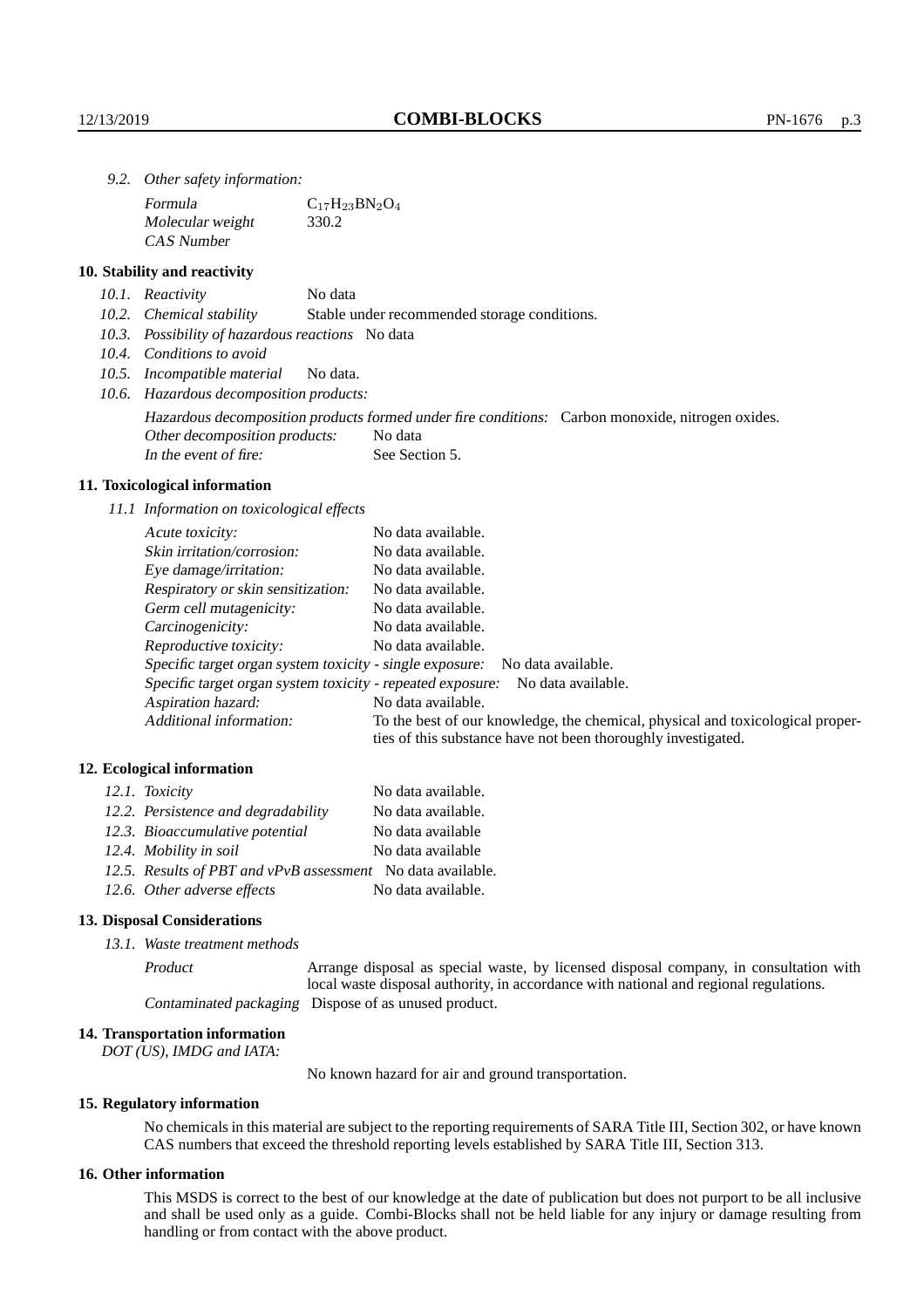*9.2. Other safety information:*

| | |
|---|---|
| *Formula* | $C_{17}H_{23}BN_2O_4$ |
| *Molecular weight* | 330.2 |
| *CAS Number* | |

## 10. Stability and reactivity

*10.1. Reactivity* No data

*10.2. Chemical stability* Stable under recommended storage conditions.

*10.3. Possibility of hazardous reactions* No data

*10.4. Conditions to avoid*

*10.5. Incompatible material* No data.

*10.6. Hazardous decomposition products:*

*Hazardous decomposition products formed under fire conditions:* Carbon monoxide, nitrogen oxides.

*Other decomposition products:* No data

*In the event of fire:* See Section 5.

## 11. Toxicological information

*11.1 Information on toxicological effects*

| | |
|---|---|
| *Acute toxicity:* | No data available. |
| *Skin irritation/corrosion:* | No data available. |
| *Eye damage/irritation:* | No data available. |
| *Respiratory or skin sensitization:* | No data available. |
| *Germ cell mutagenicity:* | No data available. |
| *Carcinogenicity:* | No data available. |
| *Reproductive toxicity:* | No data available. |
| *Specific target organ system toxicity - single exposure:* | No data available. |
| *Specific target organ system toxicity - repeated exposure:* | No data available. |
| *Aspiration hazard:* | No data available. |
| *Additional information:* | To the best of our knowledge, the chemical, physical and toxicological properties of this substance have not been thoroughly investigated. |

## 12. Ecological information

| | |
|---|---|
| *12.1. Toxicity* | No data available. |
| *12.2. Persistence and degradability* | No data available. |
| *12.3. Bioaccumulative potential* | No data available |
| *12.4. Mobility in soil* | No data available |
| *12.5. Results of PBT and vPvB assessment* | No data available. |
| *12.6. Other adverse effects* | No data available. |

## 13. Disposal Considerations

*13.1. Waste treatment methods*

*Product* Arrange disposal as special waste, by licensed disposal company, in consultation with local waste disposal authority, in accordance with national and regional regulations.

*Contaminated packaging* Dispose of as unused product.

## 14. Transportation information

*DOT (US), IMDG and IATA:*

No known hazard for air and ground transportation.

## 15. Regulatory information

No chemicals in this material are subject to the reporting requirements of SARA Title III, Section 302, or have known CAS numbers that exceed the threshold reporting levels established by SARA Title III, Section 313.

## 16. Other information

This MSDS is correct to the best of our knowledge at the date of publication but does not purport to be all inclusive and shall be used only as a guide. Combi-Blocks shall not be held liable for any injury or damage resulting from handling or from contact with the above product.